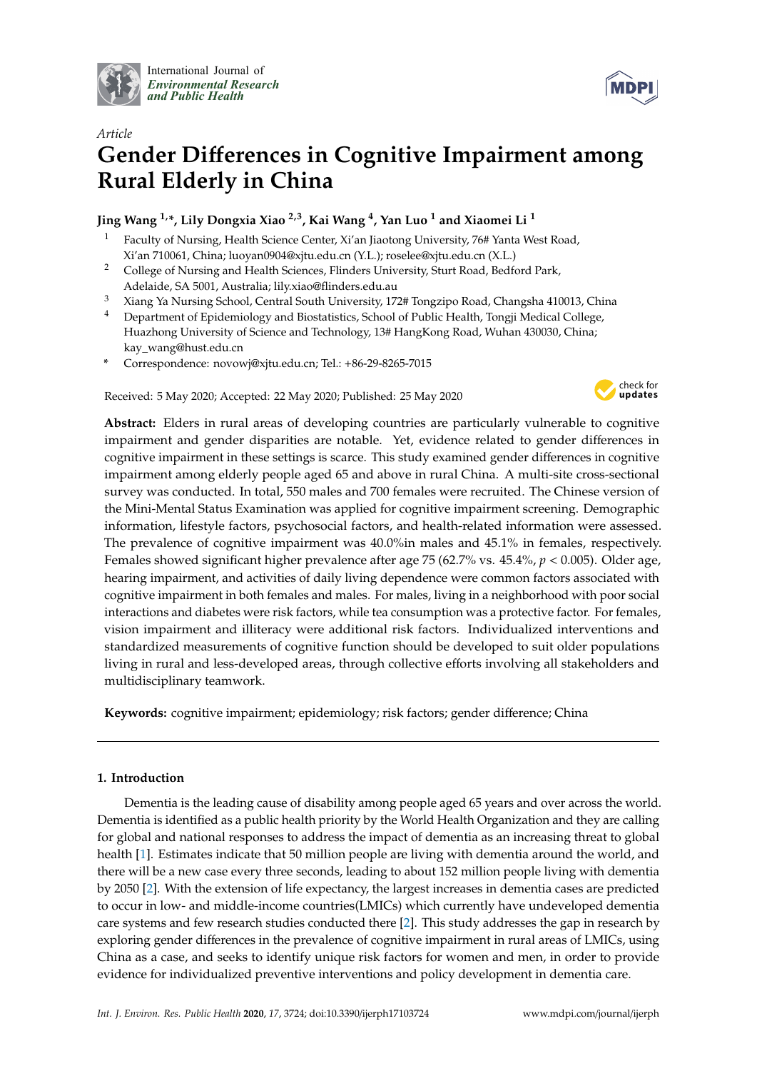Article

# Gender Differences in Cognitive Impairment among Rural Elderly in China

**Jing Wang [1,*], Lily Dongxia Xiao [2,3], Kai Wang [4], Yan Luo [1] and Xiaomei Li [1]**

1 Faculty of Nursing, Health Science Center, Xi'an Jiaotong University, 76# Yanta West Road, Xi'an 710061, China; luoyan0904@xjtu.edu.cn (Y.L.); roselee@xjtu.edu.cn (X.L.)
2 College of Nursing and Health Sciences, Flinders University, Sturt Road, Bedford Park, Adelaide, SA 5001, Australia; lily.xiao@flinders.edu.au
3 Xiang Ya Nursing School, Central South University, 172# Tongzipo Road, Changsha 410013, China
4 Department of Epidemiology and Biostatistics, School of Public Health, Tongji Medical College, Huazhong University of Science and Technology, 13# HangKong Road, Wuhan 430030, China; kay_wang@hust.edu.cn
* Correspondence: novowj@xjtu.edu.cn; Tel.: +86-29-8265-7015

Received: 5 May 2020; Accepted: 22 May 2020; Published: 25 May 2020

**Abstract:** Elders in rural areas of developing countries are particularly vulnerable to cognitive impairment and gender disparities are notable. Yet, evidence related to gender differences in cognitive impairment in these settings is scarce. This study examined gender differences in cognitive impairment among elderly people aged 65 and above in rural China. A multi-site cross-sectional survey was conducted. In total, 550 males and 700 females were recruited. The Chinese version of the Mini-Mental Status Examination was applied for cognitive impairment screening. Demographic information, lifestyle factors, psychosocial factors, and health-related information were assessed. The prevalence of cognitive impairment was 40.0%in males and 45.1% in females, respectively. Females showed significant higher prevalence after age 75 (62.7% vs. 45.4%, $p < 0.005$). Older age, hearing impairment, and activities of daily living dependence were common factors associated with cognitive impairment in both females and males. For males, living in a neighborhood with poor social interactions and diabetes were risk factors, while tea consumption was a protective factor. For females, vision impairment and illiteracy were additional risk factors. Individualized interventions and standardized measurements of cognitive function should be developed to suit older populations living in rural and less-developed areas, through collective efforts involving all stakeholders and multidisciplinary teamwork.

**Keywords:** cognitive impairment; epidemiology; risk factors; gender difference; China

## 1. Introduction

Dementia is the leading cause of disability among people aged 65 years and over across the world. Dementia is identified as a public health priority by the World Health Organization and they are calling for global and national responses to address the impact of dementia as an increasing threat to global health [1]. Estimates indicate that 50 million people are living with dementia around the world, and there will be a new case every three seconds, leading to about 152 million people living with dementia by 2050 [2]. With the extension of life expectancy, the largest increases in dementia cases are predicted to occur in low- and middle-income countries(LMICs) which currently have undeveloped dementia care systems and few research studies conducted there [2]. This study addresses the gap in research by exploring gender differences in the prevalence of cognitive impairment in rural areas of LMICs, using China as a case, and seeks to identify unique risk factors for women and men, in order to provide evidence for individualized preventive interventions and policy development in dementia care.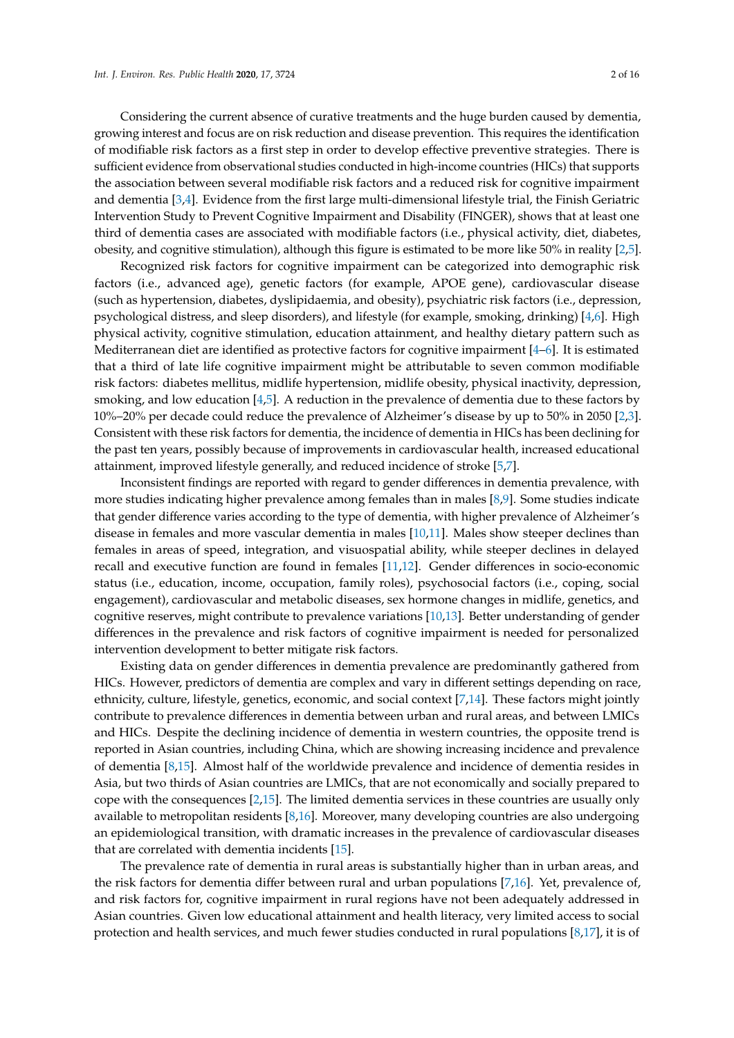Considering the current absence of curative treatments and the huge burden caused by dementia, growing interest and focus are on risk reduction and disease prevention. This requires the identification of modifiable risk factors as a first step in order to develop effective preventive strategies. There is sufficient evidence from observational studies conducted in high-income countries (HICs) that supports the association between several modifiable risk factors and a reduced risk for cognitive impairment and dementia [3,4]. Evidence from the first large multi-dimensional lifestyle trial, the Finish Geriatric Intervention Study to Prevent Cognitive Impairment and Disability (FINGER), shows that at least one third of dementia cases are associated with modifiable factors (i.e., physical activity, diet, diabetes, obesity, and cognitive stimulation), although this figure is estimated to be more like 50% in reality [2,5].

Recognized risk factors for cognitive impairment can be categorized into demographic risk factors (i.e., advanced age), genetic factors (for example, APOE gene), cardiovascular disease (such as hypertension, diabetes, dyslipidaemia, and obesity), psychiatric risk factors (i.e., depression, psychological distress, and sleep disorders), and lifestyle (for example, smoking, drinking) [4,6]. High physical activity, cognitive stimulation, education attainment, and healthy dietary pattern such as Mediterranean diet are identified as protective factors for cognitive impairment [4–6]. It is estimated that a third of late life cognitive impairment might be attributable to seven common modifiable risk factors: diabetes mellitus, midlife hypertension, midlife obesity, physical inactivity, depression, smoking, and low education [4,5]. A reduction in the prevalence of dementia due to these factors by 10%–20% per decade could reduce the prevalence of Alzheimer's disease by up to 50% in 2050 [2,3]. Consistent with these risk factors for dementia, the incidence of dementia in HICs has been declining for the past ten years, possibly because of improvements in cardiovascular health, increased educational attainment, improved lifestyle generally, and reduced incidence of stroke [5,7].

Inconsistent findings are reported with regard to gender differences in dementia prevalence, with more studies indicating higher prevalence among females than in males [8,9]. Some studies indicate that gender difference varies according to the type of dementia, with higher prevalence of Alzheimer's disease in females and more vascular dementia in males [10,11]. Males show steeper declines than females in areas of speed, integration, and visuospatial ability, while steeper declines in delayed recall and executive function are found in females [11,12]. Gender differences in socio-economic status (i.e., education, income, occupation, family roles), psychosocial factors (i.e., coping, social engagement), cardiovascular and metabolic diseases, sex hormone changes in midlife, genetics, and cognitive reserves, might contribute to prevalence variations [10,13]. Better understanding of gender differences in the prevalence and risk factors of cognitive impairment is needed for personalized intervention development to better mitigate risk factors.

Existing data on gender differences in dementia prevalence are predominantly gathered from HICs. However, predictors of dementia are complex and vary in different settings depending on race, ethnicity, culture, lifestyle, genetics, economic, and social context [7,14]. These factors might jointly contribute to prevalence differences in dementia between urban and rural areas, and between LMICs and HICs. Despite the declining incidence of dementia in western countries, the opposite trend is reported in Asian countries, including China, which are showing increasing incidence and prevalence of dementia [8,15]. Almost half of the worldwide prevalence and incidence of dementia resides in Asia, but two thirds of Asian countries are LMICs, that are not economically and socially prepared to cope with the consequences [2,15]. The limited dementia services in these countries are usually only available to metropolitan residents [8,16]. Moreover, many developing countries are also undergoing an epidemiological transition, with dramatic increases in the prevalence of cardiovascular diseases that are correlated with dementia incidents [15].

The prevalence rate of dementia in rural areas is substantially higher than in urban areas, and the risk factors for dementia differ between rural and urban populations [7,16]. Yet, prevalence of, and risk factors for, cognitive impairment in rural regions have not been adequately addressed in Asian countries. Given low educational attainment and health literacy, very limited access to social protection and health services, and much fewer studies conducted in rural populations [8,17], it is of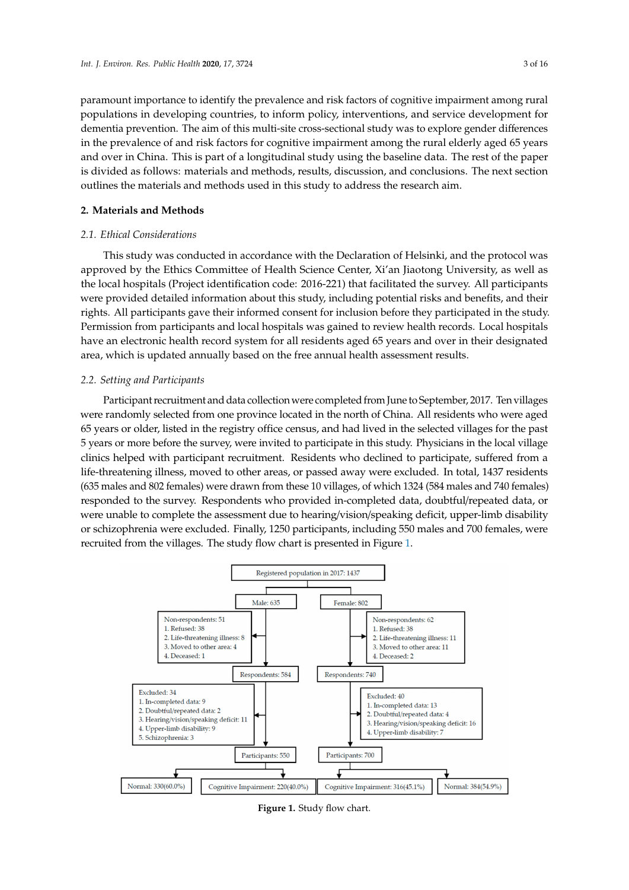paramount importance to identify the prevalence and risk factors of cognitive impairment among rural populations in developing countries, to inform policy, interventions, and service development for dementia prevention. The aim of this multi-site cross-sectional study was to explore gender differences in the prevalence of and risk factors for cognitive impairment among the rural elderly aged 65 years and over in China. This is part of a longitudinal study using the baseline data. The rest of the paper is divided as follows: materials and methods, results, discussion, and conclusions. The next section outlines the materials and methods used in this study to address the research aim.

## 2. Materials and Methods

### 2.1. Ethical Considerations

This study was conducted in accordance with the Declaration of Helsinki, and the protocol was approved by the Ethics Committee of Health Science Center, Xi'an Jiaotong University, as well as the local hospitals (Project identification code: 2016-221) that facilitated the survey. All participants were provided detailed information about this study, including potential risks and benefits, and their rights. All participants gave their informed consent for inclusion before they participated in the study. Permission from participants and local hospitals was gained to review health records. Local hospitals have an electronic health record system for all residents aged 65 years and over in their designated area, which is updated annually based on the free annual health assessment results.

### 2.2. Setting and Participants

Participant recruitment and data collection were completed from June to September, 2017. Ten villages were randomly selected from one province located in the north of China. All residents who were aged 65 years or older, listed in the registry office census, and had lived in the selected villages for the past 5 years or more before the survey, were invited to participate in this study. Physicians in the local village clinics helped with participant recruitment. Residents who declined to participate, suffered from a life-threatening illness, moved to other areas, or passed away were excluded. In total, 1437 residents (635 males and 802 females) were drawn from these 10 villages, of which 1324 (584 males and 740 females) responded to the survey. Respondents who provided in-completed data, doubtful/repeated data, or were unable to complete the assessment due to hearing/vision/speaking deficit, upper-limb disability or schizophrenia were excluded. Finally, 1250 participants, including 550 males and 700 females, were recruited from the villages. The study flow chart is presented in Figure 1.

Registered population in 2017: 1437

Male: 635

Female: 802

Non-respondents: 51
1. Refused: 38
2. Life-threatening illness: 8
3. Moved to other area: 4
4. Deceased: 1

Non-respondents: 62
1. Refused: 38
2. Life-threatening illness: 11
3. Moved to other area: 11
4. Deceased: 2

Respondents: 584

Respondents: 740

Excluded: 34
1. In-completed data: 9
2. Doubtful/repeated data: 2
3. Hearing/vision/speaking deficit: 11
4. Upper-limb disability: 9
5. Schizophrenia: 3

Excluded: 40
1. In-completed data: 13
2. Doubtful/repeated data: 4
3. Hearing/vision/speaking deficit: 16
4. Upper-limb disability: 7

Participants: 550

Participants: 700

Normal: 330(60.0%)

Cognitive Impairment: 220(40.0%)

Cognitive Impairment: 316(45.1%)

Normal: 384(54.9%)

**Figure 1.** Study flow chart.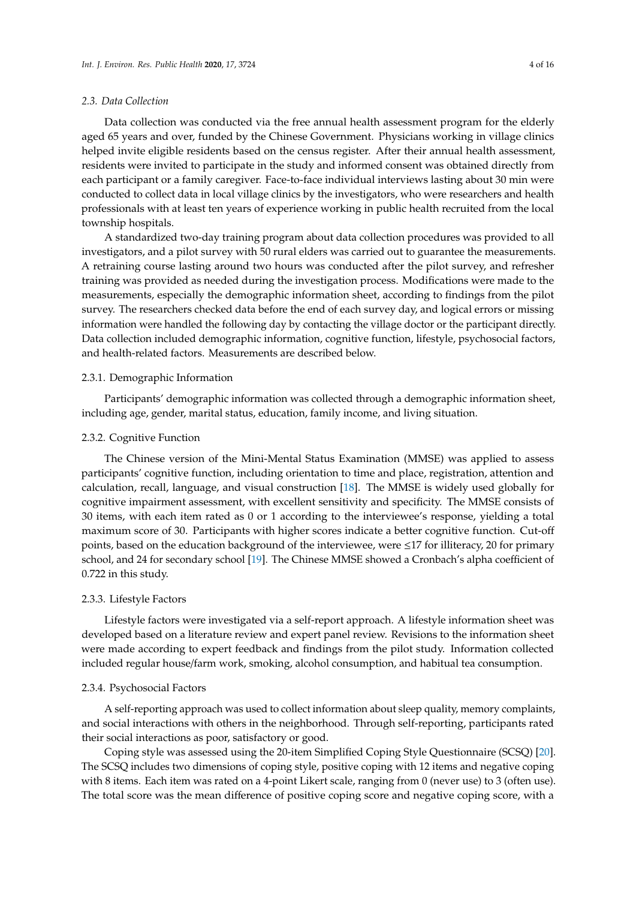### 2.3. Data Collection

Data collection was conducted via the free annual health assessment program for the elderly aged 65 years and over, funded by the Chinese Government. Physicians working in village clinics helped invite eligible residents based on the census register. After their annual health assessment, residents were invited to participate in the study and informed consent was obtained directly from each participant or a family caregiver. Face-to-face individual interviews lasting about 30 min were conducted to collect data in local village clinics by the investigators, who were researchers and health professionals with at least ten years of experience working in public health recruited from the local township hospitals.

A standardized two-day training program about data collection procedures was provided to all investigators, and a pilot survey with 50 rural elders was carried out to guarantee the measurements. A retraining course lasting around two hours was conducted after the pilot survey, and refresher training was provided as needed during the investigation process. Modifications were made to the measurements, especially the demographic information sheet, according to findings from the pilot survey. The researchers checked data before the end of each survey day, and logical errors or missing information were handled the following day by contacting the village doctor or the participant directly. Data collection included demographic information, cognitive function, lifestyle, psychosocial factors, and health-related factors. Measurements are described below.

#### 2.3.1. Demographic Information

Participants' demographic information was collected through a demographic information sheet, including age, gender, marital status, education, family income, and living situation.

#### 2.3.2. Cognitive Function

The Chinese version of the Mini-Mental Status Examination (MMSE) was applied to assess participants' cognitive function, including orientation to time and place, registration, attention and calculation, recall, language, and visual construction [18]. The MMSE is widely used globally for cognitive impairment assessment, with excellent sensitivity and specificity. The MMSE consists of 30 items, with each item rated as 0 or 1 according to the interviewee's response, yielding a total maximum score of 30. Participants with higher scores indicate a better cognitive function. Cut-off points, based on the education background of the interviewee, were ≤17 for illiteracy, 20 for primary school, and 24 for secondary school [19]. The Chinese MMSE showed a Cronbach's alpha coefficient of 0.722 in this study.

#### 2.3.3. Lifestyle Factors

Lifestyle factors were investigated via a self-report approach. A lifestyle information sheet was developed based on a literature review and expert panel review. Revisions to the information sheet were made according to expert feedback and findings from the pilot study. Information collected included regular house/farm work, smoking, alcohol consumption, and habitual tea consumption.

#### 2.3.4. Psychosocial Factors

A self-reporting approach was used to collect information about sleep quality, memory complaints, and social interactions with others in the neighborhood. Through self-reporting, participants rated their social interactions as poor, satisfactory or good.

Coping style was assessed using the 20-item Simplified Coping Style Questionnaire (SCSQ) [20]. The SCSQ includes two dimensions of coping style, positive coping with 12 items and negative coping with 8 items. Each item was rated on a 4-point Likert scale, ranging from 0 (never use) to 3 (often use). The total score was the mean difference of positive coping score and negative coping score, with a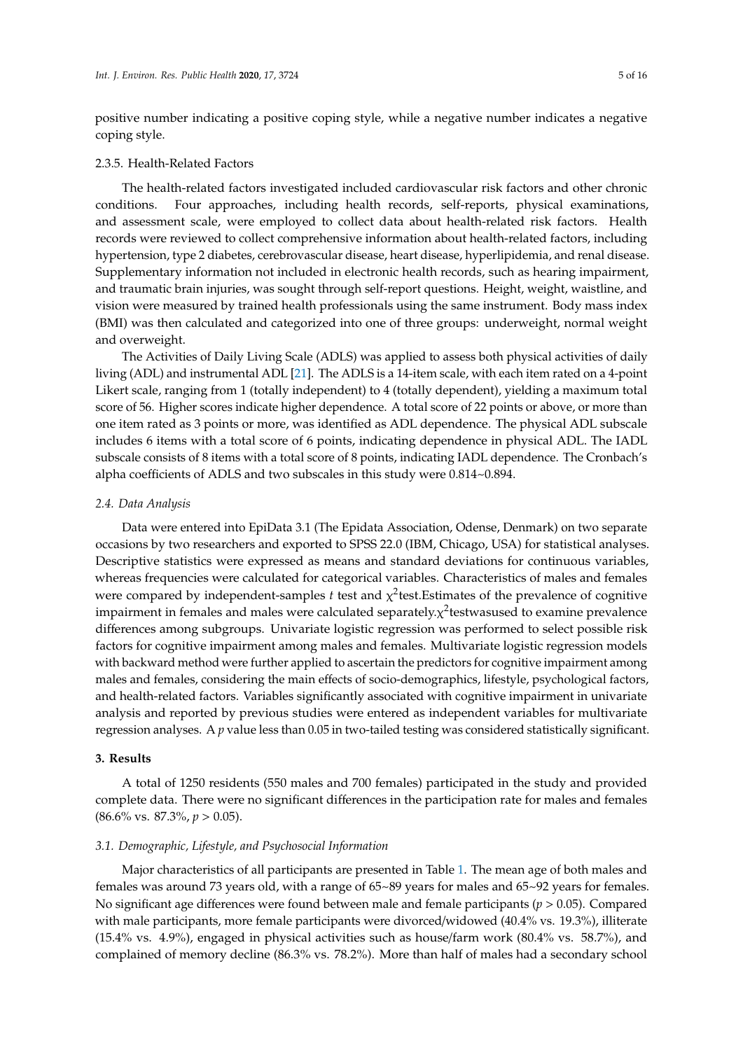positive number indicating a positive coping style, while a negative number indicates a negative coping style.

### 2.3.5. Health-Related Factors

The health-related factors investigated included cardiovascular risk factors and other chronic conditions. Four approaches, including health records, self-reports, physical examinations, and assessment scale, were employed to collect data about health-related risk factors. Health records were reviewed to collect comprehensive information about health-related factors, including hypertension, type 2 diabetes, cerebrovascular disease, heart disease, hyperlipidemia, and renal disease. Supplementary information not included in electronic health records, such as hearing impairment, and traumatic brain injuries, was sought through self-report questions. Height, weight, waistline, and vision were measured by trained health professionals using the same instrument. Body mass index (BMI) was then calculated and categorized into one of three groups: underweight, normal weight and overweight.

The Activities of Daily Living Scale (ADLS) was applied to assess both physical activities of daily living (ADL) and instrumental ADL [21]. The ADLS is a 14-item scale, with each item rated on a 4-point Likert scale, ranging from 1 (totally independent) to 4 (totally dependent), yielding a maximum total score of 56. Higher scores indicate higher dependence. A total score of 22 points or above, or more than one item rated as 3 points or more, was identified as ADL dependence. The physical ADL subscale includes 6 items with a total score of 6 points, indicating dependence in physical ADL. The IADL subscale consists of 8 items with a total score of 8 points, indicating IADL dependence. The Cronbach's alpha coefficients of ADLS and two subscales in this study were 0.814~0.894.

## *2.4. Data Analysis*

Data were entered into EpiData 3.1 (The Epidata Association, Odense, Denmark) on two separate occasions by two researchers and exported to SPSS 22.0 (IBM, Chicago, USA) for statistical analyses. Descriptive statistics were expressed as means and standard deviations for continuous variables, whereas frequencies were calculated for categorical variables. Characteristics of males and females were compared by independent-samples *t* test and $\chi^2$test.Estimates of the prevalence of cognitive impairment in females and males were calculated separately.$\chi^2$testwasused to examine prevalence differences among subgroups. Univariate logistic regression was performed to select possible risk factors for cognitive impairment among males and females. Multivariate logistic regression models with backward method were further applied to ascertain the predictors for cognitive impairment among males and females, considering the main effects of socio-demographics, lifestyle, psychological factors, and health-related factors. Variables significantly associated with cognitive impairment in univariate analysis and reported by previous studies were entered as independent variables for multivariate regression analyses. A *p* value less than 0.05 in two-tailed testing was considered statistically significant.

# **3. Results**

A total of 1250 residents (550 males and 700 females) participated in the study and provided complete data. There were no significant differences in the participation rate for males and females (86.6% vs. 87.3%, $p > 0.05$).

## *3.1. Demographic, Lifestyle, and Psychosocial Information*

Major characteristics of all participants are presented in Table 1. The mean age of both males and females was around 73 years old, with a range of 65~89 years for males and 65~92 years for females. No significant age differences were found between male and female participants ($p > 0.05$). Compared with male participants, more female participants were divorced/widowed (40.4% vs. 19.3%), illiterate (15.4% vs. 4.9%), engaged in physical activities such as house/farm work (80.4% vs. 58.7%), and complained of memory decline (86.3% vs. 78.2%). More than half of males had a secondary school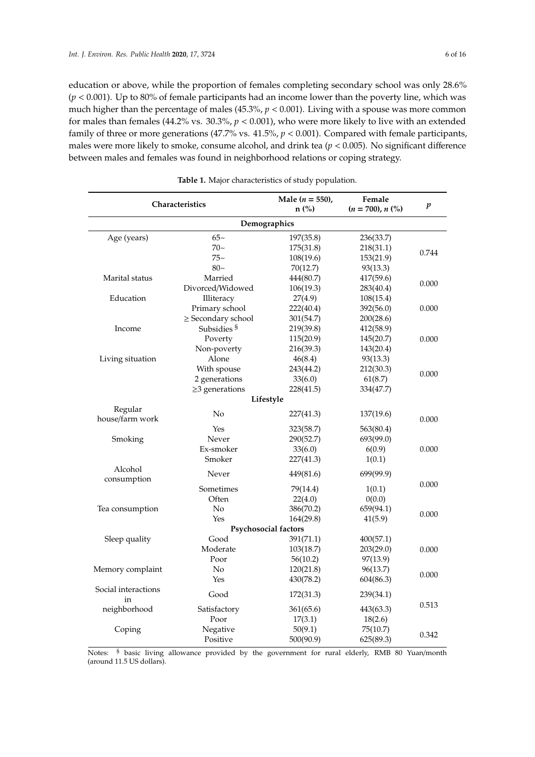education or above, while the proportion of females completing secondary school was only 28.6% ($p < 0.001$). Up to 80% of female participants had an income lower than the poverty line, which was much higher than the percentage of males (45.3%, $p < 0.001$). Living with a spouse was more common for males than females (44.2% vs. 30.3%, $p < 0.001$), who were more likely to live with an extended family of three or more generations (47.7% vs. 41.5%, $p < 0.001$). Compared with female participants, males were more likely to smoke, consume alcohol, and drink tea ($p < 0.005$). No significant difference between males and females was found in neighborhood relations or coping strategy.

**Table 1.** Major characteristics of study population.

| Characteristics | | Male ($n$ = 550), n (%) | Female ($n$ = 700), $n$ (%) | $p$ |
|---|---|---|---|---|
| **Demographics** | | | | |
| Age (years) | 65~ | 197(35.8) | 236(33.7) | 0.744 |
| | 70~ | 175(31.8) | 218(31.1) | |
| | 75~ | 108(19.6) | 153(21.9) | |
| | 80~ | 70(12.7) | 93(13.3) | |
| Marital status | Married | 444(80.7) | 417(59.6) | 0.000 |
| | Divorced/Widowed | 106(19.3) | 283(40.4) | |
| Education | Illiteracy | 27(4.9) | 108(15.4) | 0.000 |
| | Primary school | 222(40.4) | 392(56.0) | |
| | ≥ Secondary school | 301(54.7) | 200(28.6) | |
| Income | Subsidies § | 219(39.8) | 412(58.9) | 0.000 |
| | Poverty | 115(20.9) | 145(20.7) | |
| | Non-poverty | 216(39.3) | 143(20.4) | |
| Living situation | Alone | 46(8.4) | 93(13.3) | 0.000 |
| | With spouse | 243(44.2) | 212(30.3) | |
| | 2 generations | 33(6.0) | 61(8.7) | |
| | ≥3 generations | 228(41.5) | 334(47.7) | |
| **Lifestyle** | | | | |
| Regular house/farm work | No | 227(41.3) | 137(19.6) | 0.000 |
| | Yes | 323(58.7) | 563(80.4) | |
| Smoking | Never | 290(52.7) | 693(99.0) | 0.000 |
| | Ex-smoker | 33(6.0) | 6(0.9) | |
| | Smoker | 227(41.3) | 1(0.1) | |
| Alcohol consumption | Never | 449(81.6) | 699(99.9) | 0.000 |
| | Sometimes | 79(14.4) | 1(0.1) | |
| | Often | 22(4.0) | 0(0.0) | |
| Tea consumption | No | 386(70.2) | 659(94.1) | 0.000 |
| | Yes | 164(29.8) | 41(5.9) | |
| **Psychosocial factors** | | | | |
| Sleep quality | Good | 391(71.1) | 400(57.1) | 0.000 |
| | Moderate | 103(18.7) | 203(29.0) | |
| | Poor | 56(10.2) | 97(13.9) | |
| Memory complaint | No | 120(21.8) | 96(13.7) | 0.000 |
| | Yes | 430(78.2) | 604(86.3) | |
| Social interactions in neighborhood | Good | 172(31.3) | 239(34.1) | 0.513 |
| | Satisfactory | 361(65.6) | 443(63.3) | |
| | Poor | 17(3.1) | 18(2.6) | |
| Coping | Negative | 50(9.1) | 75(10.7) | 0.342 |
| | Positive | 500(90.9) | 625(89.3) | |

Notes: § basic living allowance provided by the government for rural elderly, RMB 80 Yuan/month (around 11.5 US dollars).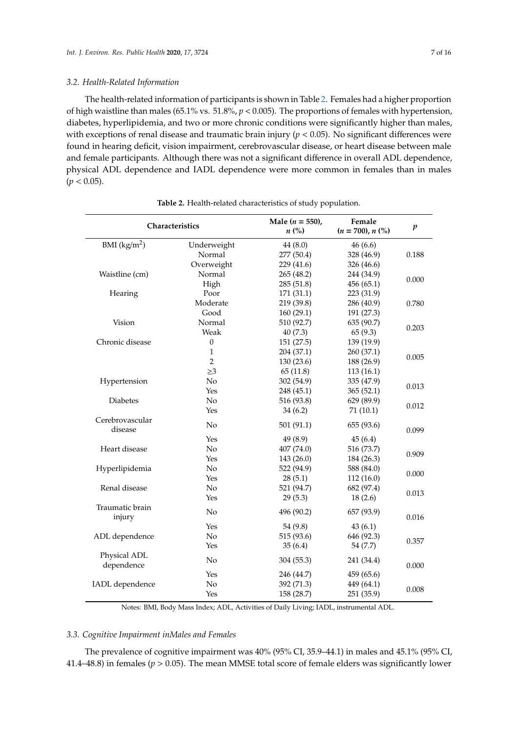### 3.2. Health-Related Information

The health-related information of participants is shown in Table 2. Females had a higher proportion of high waistline than males (65.1% vs. 51.8%, $p < 0.005$). The proportions of females with hypertension, diabetes, hyperlipidemia, and two or more chronic conditions were significantly higher than males, with exceptions of renal disease and traumatic brain injury ($p < 0.05$). No significant differences were found in hearing deficit, vision impairment, cerebrovascular disease, or heart disease between male and female participants. Although there was not a significant difference in overall ADL dependence, physical ADL dependence and IADL dependence were more common in females than in males ($p < 0.05$).

**Table 2.** Health-related characteristics of study population.

| Characteristics | | Male ($n$ = 550), $n$ (%) | Female ($n$ = 700), $n$ (%) | $p$ |
|---|---|---|---|---|
| BMI (kg/m$^2$) | Underweight | 44 (8.0) | 46 (6.6) | 0.188 |
| | Normal | 277 (50.4) | 328 (46.9) | |
| | Overweight | 229 (41.6) | 326 (46.6) | |
| Waistline (cm) | Normal | 265 (48.2) | 244 (34.9) | 0.000 |
| | High | 285 (51.8) | 456 (65.1) | |
| Hearing | Poor | 171 (31.1) | 223 (31.9) | 0.780 |
| | Moderate | 219 (39.8) | 286 (40.9) | |
| | Good | 160 (29.1) | 191 (27.3) | |
| Vision | Normal | 510 (92.7) | 635 (90.7) | 0.203 |
| | Weak | 40 (7.3) | 65 (9.3) | |
| Chronic disease | 0 | 151 (27.5) | 139 (19.9) | 0.005 |
| | 1 | 204 (37.1) | 260 (37.1) | |
| | 2 | 130 (23.6) | 188 (26.9) | |
| | ≥3 | 65 (11.8) | 113 (16.1) | |
| Hypertension | No | 302 (54.9) | 335 (47.9) | 0.013 |
| | Yes | 248 (45.1) | 365 (52.1) | |
| Diabetes | No | 516 (93.8) | 629 (89.9) | 0.012 |
| | Yes | 34 (6.2) | 71 (10.1) | |
| Cerebrovascular disease | No | 501 (91.1) | 655 (93.6) | 0.099 |
| | Yes | 49 (8.9) | 45 (6.4) | |
| Heart disease | No | 407 (74.0) | 516 (73.7) | 0.909 |
| | Yes | 143 (26.0) | 184 (26.3) | |
| Hyperlipidemia | No | 522 (94.9) | 588 (84.0) | 0.000 |
| | Yes | 28 (5.1) | 112 (16.0) | |
| Renal disease | No | 521 (94.7) | 682 (97.4) | 0.013 |
| | Yes | 29 (5.3) | 18 (2.6) | |
| Traumatic brain injury | No | 496 (90.2) | 657 (93.9) | 0.016 |
| | Yes | 54 (9.8) | 43 (6.1) | |
| ADL dependence | No | 515 (93.6) | 646 (92.3) | 0.357 |
| | Yes | 35 (6.4) | 54 (7.7) | |
| Physical ADL dependence | No | 304 (55.3) | 241 (34.4) | 0.000 |
| | Yes | 246 (44.7) | 459 (65.6) | |
| IADL dependence | No | 392 (71.3) | 449 (64.1) | 0.008 |
| | Yes | 158 (28.7) | 251 (35.9) | |

Notes: BMI, Body Mass Index; ADL, Activities of Daily Living; IADL, instrumental ADL.

### 3.3. Cognitive Impairment inMales and Females

The prevalence of cognitive impairment was 40% (95% CI, 35.9–44.1) in males and 45.1% (95% CI, 41.4–48.8) in females ($p > 0.05$). The mean MMSE total score of female elders was significantly lower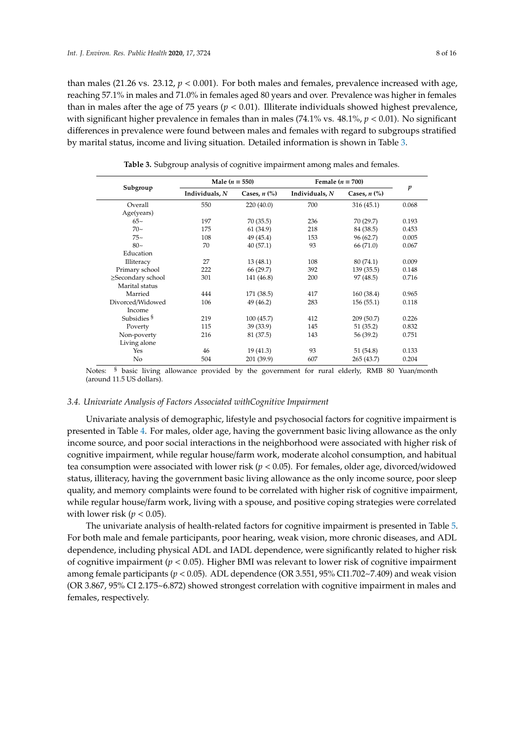than males (21.26 vs. 23.12, $p < 0.001$). For both males and females, prevalence increased with age, reaching 57.1% in males and 71.0% in females aged 80 years and over. Prevalence was higher in females than in males after the age of 75 years ($p < 0.01$). Illiterate individuals showed highest prevalence, with significant higher prevalence in females than in males (74.1% vs. 48.1%, $p < 0.01$). No significant differences in prevalence were found between males and females with regard to subgroups stratified by marital status, income and living situation. Detailed information is shown in Table 3.

**Table 3.** Subgroup analysis of cognitive impairment among males and females.

| Subgroup | Male ($n$ = 550) | | Female ($n$ = 700) | | $p$ |
|---|---|---|---|---|---|
| | Individuals, $N$ | Cases, $n$ (%) | Individuals, $N$ | Cases, $n$ (%) | |
| Overall | 550 | 220 (40.0) | 700 | 316 (45.1) | 0.068 |
| Age(years) | | | | | |
| 65~ | 197 | 70 (35.5) | 236 | 70 (29.7) | 0.193 |
| 70~ | 175 | 61 (34.9) | 218 | 84 (38.5) | 0.453 |
| 75~ | 108 | 49 (45.4) | 153 | 96 (62.7) | 0.005 |
| 80~ | 70 | 40 (57.1) | 93 | 66 (71.0) | 0.067 |
| Education | | | | | |
| Illiteracy | 27 | 13 (48.1) | 108 | 80 (74.1) | 0.009 |
| Primary school | 222 | 66 (29.7) | 392 | 139 (35.5) | 0.148 |
| ≥Secondary school | 301 | 141 (46.8) | 200 | 97 (48.5) | 0.716 |
| Marital status | | | | | |
| Married | 444 | 171 (38.5) | 417 | 160 (38.4) | 0.965 |
| Divorced/Widowed | 106 | 49 (46.2) | 283 | 156 (55.1) | 0.118 |
| Income | | | | | |
| Subsidies § | 219 | 100 (45.7) | 412 | 209 (50.7) | 0.226 |
| Poverty | 115 | 39 (33.9) | 145 | 51 (35.2) | 0.832 |
| Non-poverty | 216 | 81 (37.5) | 143 | 56 (39.2) | 0.751 |
| Living alone | | | | | |
| Yes | 46 | 19 (41.3) | 93 | 51 (54.8) | 0.133 |
| No | 504 | 201 (39.9) | 607 | 265 (43.7) | 0.204 |

Notes: § basic living allowance provided by the government for rural elderly, RMB 80 Yuan/month (around 11.5 US dollars).

### 3.4. Univariate Analysis of Factors Associated withCognitive Impairment

Univariate analysis of demographic, lifestyle and psychosocial factors for cognitive impairment is presented in Table 4. For males, older age, having the government basic living allowance as the only income source, and poor social interactions in the neighborhood were associated with higher risk of cognitive impairment, while regular house/farm work, moderate alcohol consumption, and habitual tea consumption were associated with lower risk ($p < 0.05$). For females, older age, divorced/widowed status, illiteracy, having the government basic living allowance as the only income source, poor sleep quality, and memory complaints were found to be correlated with higher risk of cognitive impairment, while regular house/farm work, living with a spouse, and positive coping strategies were correlated with lower risk ($p < 0.05$).

The univariate analysis of health-related factors for cognitive impairment is presented in Table 5. For both male and female participants, poor hearing, weak vision, more chronic diseases, and ADL dependence, including physical ADL and IADL dependence, were significantly related to higher risk of cognitive impairment ($p < 0.05$). Higher BMI was relevant to lower risk of cognitive impairment among female participants ($p < 0.05$). ADL dependence (OR 3.551, 95% CI1.702~7.409) and weak vision (OR 3.867, 95% CI 2.175~6.872) showed strongest correlation with cognitive impairment in males and females, respectively.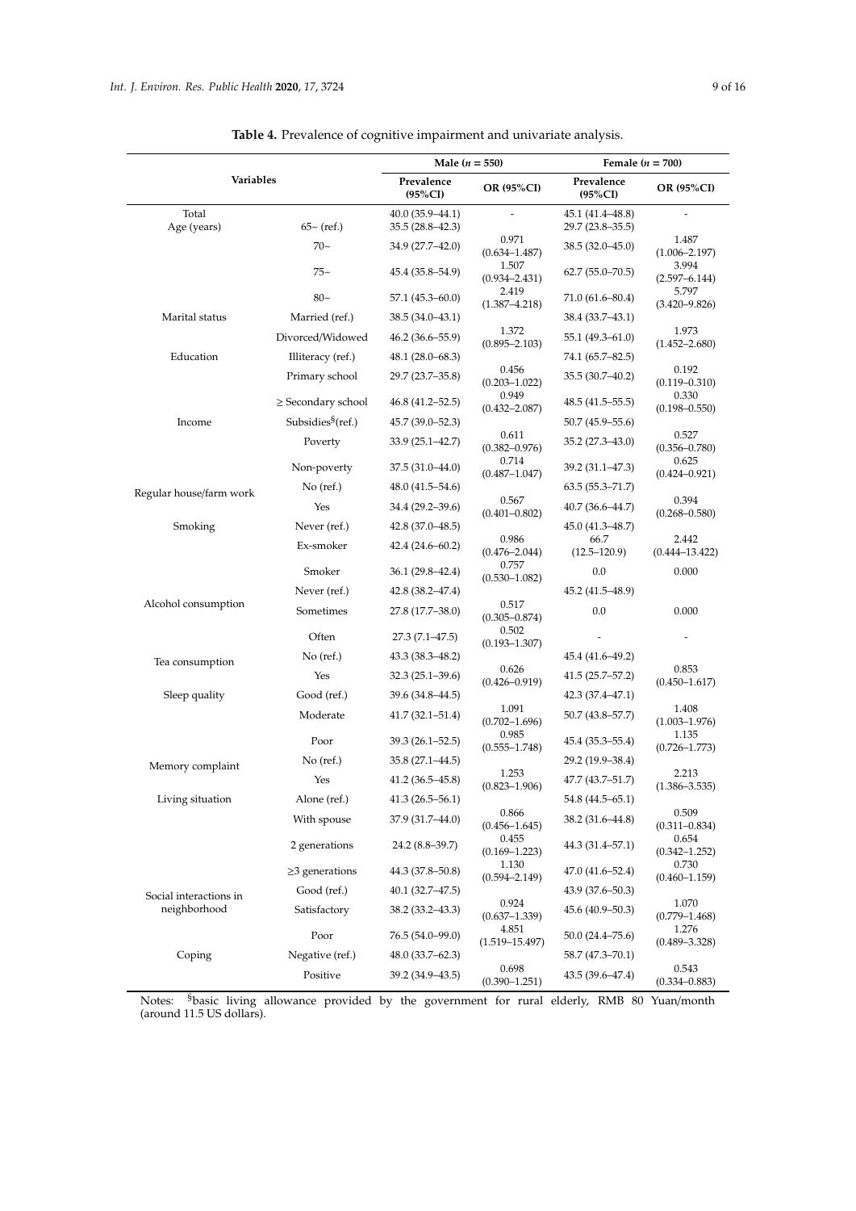**Table 4.** Prevalence of cognitive impairment and univariate analysis.

| Variables | | Male ($n$ = 550) | | Female ($n$ = 700) | |
|---|---|---|---|---|---|
| | | Prevalence (95%CI) | OR (95%CI) | Prevalence (95%CI) | OR (95%CI) |
| Total | | 40.0 (35.9–44.1) | - | 45.1 (41.4–48.8) | - |
| Age (years) | 65~ (ref.) | 35.5 (28.8–42.3) | | 29.7 (23.8–35.5) | |
| | 70~ | 34.9 (27.7–42.0) | 0.971 (0.634–1.487) | 38.5 (32.0–45.0) | 1.487 (1.006–2.197) |
| | 75~ | 45.4 (35.8–54.9) | 1.507 (0.934–2.431) | 62.7 (55.0–70.5) | 3.994 (2.597–6.144) |
| | 80~ | 57.1 (45.3–60.0) | 2.419 (1.387–4.218) | 71.0 (61.6–80.4) | 5.797 (3.420–9.826) |
| Marital status | Married (ref.) | 38.5 (34.0–43.1) | | 38.4 (33.7–43.1) | |
| | Divorced/Widowed | 46.2 (36.6–55.9) | 1.372 (0.895–2.103) | 55.1 (49.3–61.0) | 1.973 (1.452–2.680) |
| Education | Illiteracy (ref.) | 48.1 (28.0–68.3) | | 74.1 (65.7–82.5) | |
| | Primary school | 29.7 (23.7–35.8) | 0.456 (0.203–1.022) | 35.5 (30.7–40.2) | 0.192 (0.119–0.310) |
| | ≥ Secondary school | 46.8 (41.2–52.5) | 0.949 (0.432–2.087) | 48.5 (41.5–55.5) | 0.330 (0.198–0.550) |
| Income | Subsidies[§] (ref.) | 45.7 (39.0–52.3) | | 50.7 (45.9–55.6) | |
| | Poverty | 33.9 (25.1–42.7) | 0.611 (0.382–0.976) | 35.2 (27.3–43.0) | 0.527 (0.356–0.780) |
| | Non-poverty | 37.5 (31.0–44.0) | 0.714 (0.487–1.047) | 39.2 (31.1–47.3) | 0.625 (0.424–0.921) |
| Regular house/farm work | No (ref.) | 48.0 (41.5–54.6) | | 63.5 (55.3–71.7) | |
| | Yes | 34.4 (29.2–39.6) | 0.567 (0.401–0.802) | 40.7 (36.6–44.7) | 0.394 (0.268–0.580) |
| Smoking | Never (ref.) | 42.8 (37.0–48.5) | | 45.0 (41.3–48.7) | |
| | Ex-smoker | 42.4 (24.6–60.2) | 0.986 (0.476–2.044) | 66.7 (12.5–120.9) | 2.442 (0.444–13.422) |
| | Smoker | 36.1 (29.8–42.4) | 0.757 (0.530–1.082) | 0.0 | 0.000 |
| Alcohol consumption | Never (ref.) | 42.8 (38.2–47.4) | | 45.2 (41.5–48.9) | |
| | Sometimes | 27.8 (17.7–38.0) | 0.517 (0.305–0.874) | 0.0 | 0.000 |
| | Often | 27.3 (7.1–47.5) | 0.502 (0.193–1.307) | - | - |
| Tea consumption | No (ref.) | 43.3 (38.3–48.2) | | 45.4 (41.6–49.2) | |
| | Yes | 32.3 (25.1–39.6) | 0.626 (0.426–0.919) | 41.5 (25.7–57.2) | 0.853 (0.450–1.617) |
| Sleep quality | Good (ref.) | 39.6 (34.8–44.5) | | 42.3 (37.4–47.1) | |
| | Moderate | 41.7 (32.1–51.4) | 1.091 (0.702–1.696) | 50.7 (43.8–57.7) | 1.408 (1.003–1.976) |
| | Poor | 39.3 (26.1–52.5) | 0.985 (0.555–1.748) | 45.4 (35.3–55.4) | 1.135 (0.726–1.773) |
| Memory complaint | No (ref.) | 35.8 (27.1–44.5) | | 29.2 (19.9–38.4) | |
| | Yes | 41.2 (36.5–45.8) | 1.253 (0.823–1.906) | 47.7 (43.7–51.7) | 2.213 (1.386–3.535) |
| Living situation | Alone (ref.) | 41.3 (26.5–56.1) | | 54.8 (44.5–65.1) | |
| | With spouse | 37.9 (31.7–44.0) | 0.866 (0.456–1.645) | 38.2 (31.6–44.8) | 0.509 (0.311–0.834) |
| | 2 generations | 24.2 (8.8–39.7) | 0.455 (0.169–1.223) | 44.3 (31.4–57.1) | 0.654 (0.342–1.252) |
| | ≥3 generations | 44.3 (37.8–50.8) | 1.130 (0.594–2.149) | 47.0 (41.6–52.4) | 0.730 (0.460–1.159) |
| Social interactions in neighborhood | Good (ref.) | 40.1 (32.7–47.5) | | 43.9 (37.6–50.3) | |
| | Satisfactory | 38.2 (33.2–43.3) | 0.924 (0.637–1.339) | 45.6 (40.9–50.3) | 1.070 (0.779–1.468) |
| | Poor | 76.5 (54.0–99.0) | 4.851 (1.519–15.497) | 50.0 (24.4–75.6) | 1.276 (0.489–3.328) |
| Coping | Negative (ref.) | 48.0 (33.7–62.3) | | 58.7 (47.3–70.1) | |
| | Positive | 39.2 (34.9–43.5) | 0.698 (0.390–1.251) | 43.5 (39.6–47.4) | 0.543 (0.334–0.883) |

Notes: [§] basic living allowance provided by the government for rural elderly, RMB 80 Yuan/month (around 11.5 US dollars).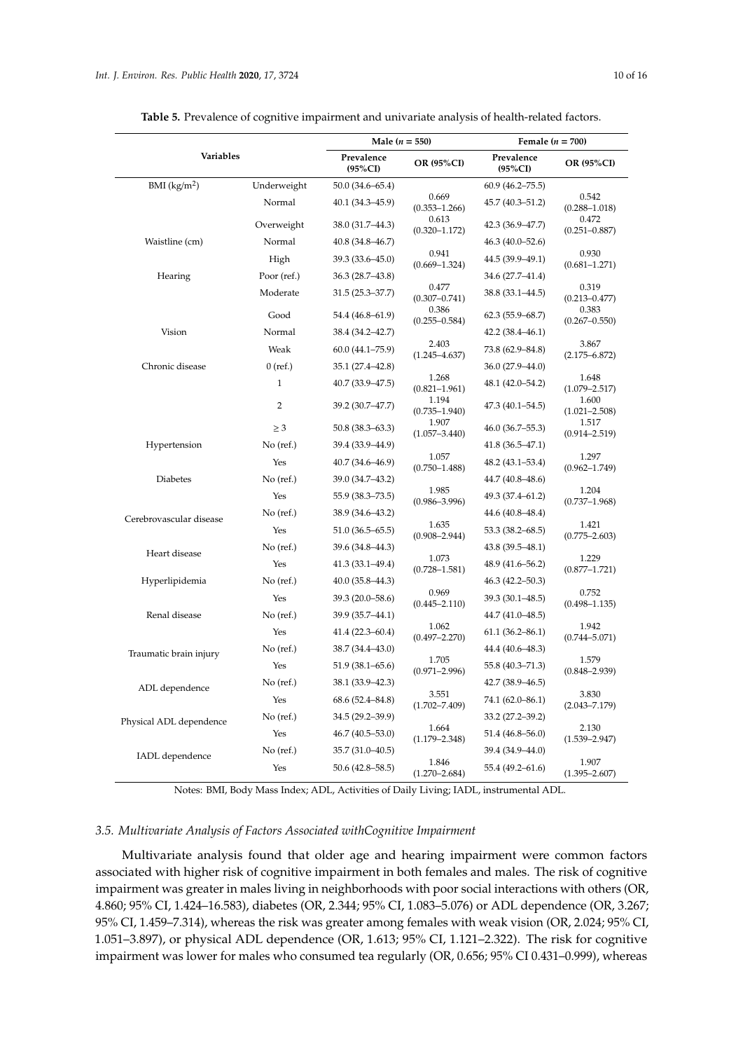**Table 5.** Prevalence of cognitive impairment and univariate analysis of health-related factors.

| Variables | | Male (*n* = 550) | | Female (*n* = 700) | |
|---|---|---|---|---|---|
| | | Prevalence (95%CI) | OR (95%CI) | Prevalence (95%CI) | OR (95%CI) |
| BMI (kg/m$^2$) | Underweight | 50.0 (34.6–65.4) | | 60.9 (46.2–75.5) | |
| | Normal | 40.1 (34.3–45.9) | 0.669 (0.353–1.266) | 45.7 (40.3–51.2) | 0.542 (0.288–1.018) |
| | Overweight | 38.0 (31.7–44.3) | 0.613 (0.320–1.172) | 42.3 (36.9–47.7) | 0.472 (0.251–0.887) |
| Waistline (cm) | Normal | 40.8 (34.8–46.7) | | 46.3 (40.0–52.6) | |
| | High | 39.3 (33.6–45.0) | 0.941 (0.669–1.324) | 44.5 (39.9–49.1) | 0.930 (0.681–1.271) |
| Hearing | Poor (ref.) | 36.3 (28.7–43.8) | | 34.6 (27.7–41.4) | |
| | Moderate | 31.5 (25.3–37.7) | 0.477 (0.307–0.741) | 38.8 (33.1–44.5) | 0.319 (0.213–0.477) |
| | Good | 54.4 (46.8–61.9) | 0.386 (0.255–0.584) | 62.3 (55.9–68.7) | 0.383 (0.267–0.550) |
| Vision | Normal | 38.4 (34.2–42.7) | | 42.2 (38.4–46.1) | |
| | Weak | 60.0 (44.1–75.9) | 2.403 (1.245–4.637) | 73.8 (62.9–84.8) | 3.867 (2.175–6.872) |
| Chronic disease | 0 (ref.) | 35.1 (27.4–42.8) | | 36.0 (27.9–44.0) | |
| | 1 | 40.7 (33.9–47.5) | 1.268 (0.821–1.961) | 48.1 (42.0–54.2) | 1.648 (1.079–2.517) |
| | 2 | 39.2 (30.7–47.7) | 1.194 (0.735–1.940) | 47.3 (40.1–54.5) | 1.600 (1.021–2.508) |
| | ≥ 3 | 50.8 (38.3–63.3) | 1.907 (1.057–3.440) | 46.0 (36.7–55.3) | 1.517 (0.914–2.519) |
| Hypertension | No (ref.) | 39.4 (33.9–44.9) | | 41.8 (36.5–47.1) | |
| | Yes | 40.7 (34.6–46.9) | 1.057 (0.750–1.488) | 48.2 (43.1–53.4) | 1.297 (0.962–1.749) |
| Diabetes | No (ref.) | 39.0 (34.7–43.2) | | 44.7 (40.8–48.6) | |
| | Yes | 55.9 (38.3–73.5) | 1.985 (0.986–3.996) | 49.3 (37.4–61.2) | 1.204 (0.737–1.968) |
| Cerebrovascular disease | No (ref.) | 38.9 (34.6–43.2) | | 44.6 (40.8–48.4) | |
| | Yes | 51.0 (36.5–65.5) | 1.635 (0.908–2.944) | 53.3 (38.2–68.5) | 1.421 (0.775–2.603) |
| Heart disease | No (ref.) | 39.6 (34.8–44.3) | | 43.8 (39.5–48.1) | |
| | Yes | 41.3 (33.1–49.4) | 1.073 (0.728–1.581) | 48.9 (41.6–56.2) | 1.229 (0.877–1.721) |
| Hyperlipidemia | No (ref.) | 40.0 (35.8–44.3) | | 46.3 (42.2–50.3) | |
| | Yes | 39.3 (20.0–58.6) | 0.969 (0.445–2.110) | 39.3 (30.1–48.5) | 0.752 (0.498–1.135) |
| Renal disease | No (ref.) | 39.9 (35.7–44.1) | | 44.7 (41.0–48.5) | |
| | Yes | 41.4 (22.3–60.4) | 1.062 (0.497–2.270) | 61.1 (36.2–86.1) | 1.942 (0.744–5.071) |
| Traumatic brain injury | No (ref.) | 38.7 (34.4–43.0) | | 44.4 (40.6–48.3) | |
| | Yes | 51.9 (38.1–65.6) | 1.705 (0.971–2.996) | 55.8 (40.3–71.3) | 1.579 (0.848–2.939) |
| ADL dependence | No (ref.) | 38.1 (33.9–42.3) | | 42.7 (38.9–46.5) | |
| | Yes | 68.6 (52.4–84.8) | 3.551 (1.702–7.409) | 74.1 (62.0–86.1) | 3.830 (2.043–7.179) |
| Physical ADL dependence | No (ref.) | 34.5 (29.2–39.9) | | 33.2 (27.2–39.2) | |
| | Yes | 46.7 (40.5–53.0) | 1.664 (1.179–2.348) | 51.4 (46.8–56.0) | 2.130 (1.539–2.947) |
| IADL dependence | No (ref.) | 35.7 (31.0–40.5) | | 39.4 (34.9–44.0) | |
| | Yes | 50.6 (42.8–58.5) | 1.846 (1.270–2.684) | 55.4 (49.2–61.6) | 1.907 (1.395–2.607) |

Notes: BMI, Body Mass Index; ADL, Activities of Daily Living; IADL, instrumental ADL.

### *3.5. Multivariate Analysis of Factors Associated withCognitive Impairment*

Multivariate analysis found that older age and hearing impairment were common factors associated with higher risk of cognitive impairment in both females and males. The risk of cognitive impairment was greater in males living in neighborhoods with poor social interactions with others (OR, 4.860; 95% CI, 1.424–16.583), diabetes (OR, 2.344; 95% CI, 1.083–5.076) or ADL dependence (OR, 3.267; 95% CI, 1.459–7.314), whereas the risk was greater among females with weak vision (OR, 2.024; 95% CI, 1.051–3.897), or physical ADL dependence (OR, 1.613; 95% CI, 1.121–2.322). The risk for cognitive impairment was lower for males who consumed tea regularly (OR, 0.656; 95% CI 0.431–0.999), whereas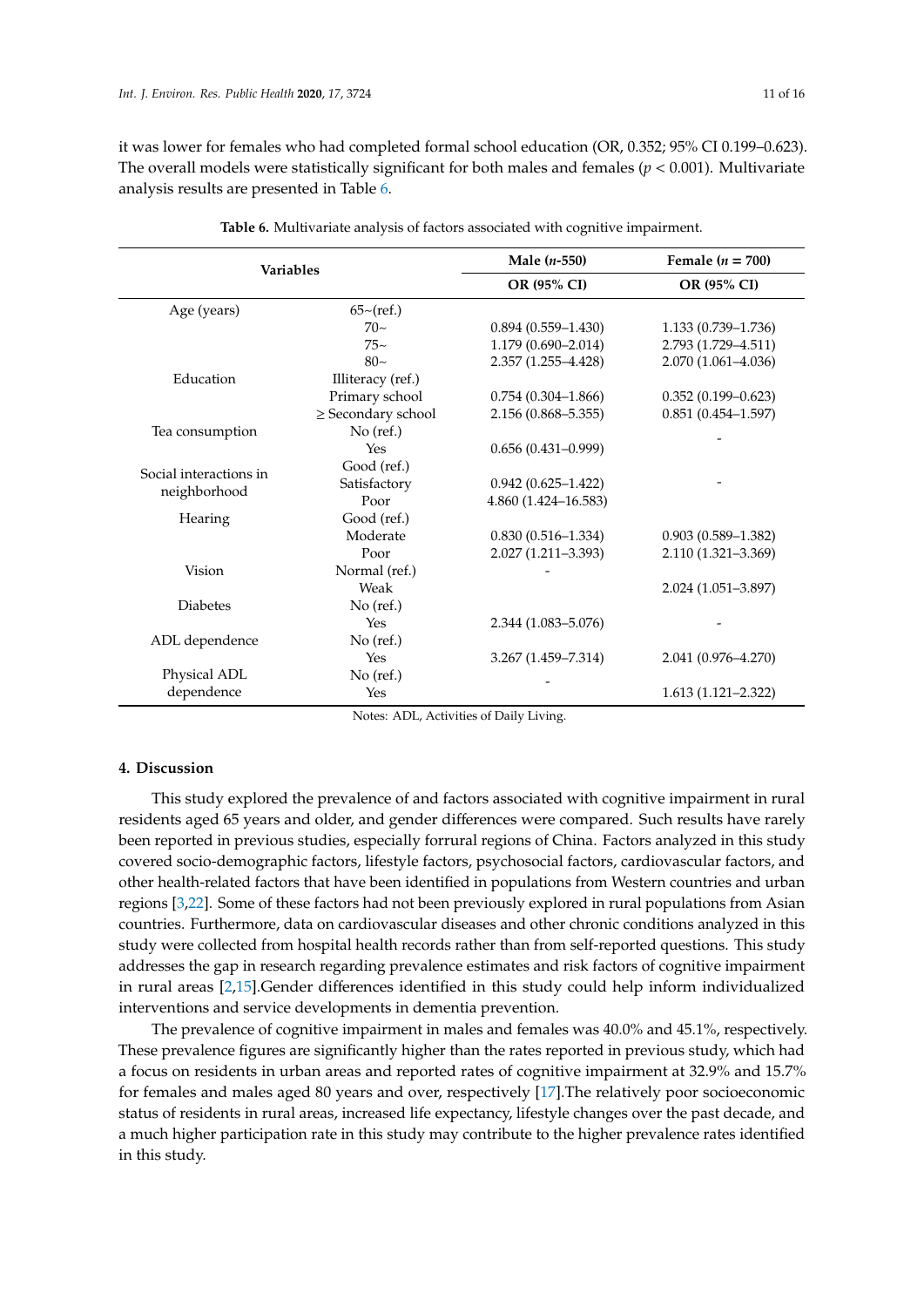it was lower for females who had completed formal school education (OR, 0.352; 95% CI 0.199–0.623). The overall models were statistically significant for both males and females ($p < 0.001$). Multivariate analysis results are presented in Table 6.

**Table 6.** Multivariate analysis of factors associated with cognitive impairment.

| Variables | | Male (n-550) | Female (n = 700) |
|---|---|---|---|
| | | OR (95% CI) | OR (95% CI) |
| Age (years) | 65~(ref.) | | |
| | 70~ | 0.894 (0.559–1.430) | 1.133 (0.739–1.736) |
| | 75~ | 1.179 (0.690–2.014) | 2.793 (1.729–4.511) |
| | 80~ | 2.357 (1.255–4.428) | 2.070 (1.061–4.036) |
| Education | Illiteracy (ref.) | | |
| | Primary school | 0.754 (0.304–1.866) | 0.352 (0.199–0.623) |
| | ≥ Secondary school | 2.156 (0.868–5.355) | 0.851 (0.454–1.597) |
| Tea consumption | No (ref.) | | - |
| | Yes | 0.656 (0.431–0.999) | |
| Social interactions in neighborhood | Good (ref.) | | - |
| | Satisfactory | 0.942 (0.625–1.422) | |
| | Poor | 4.860 (1.424–16.583) | |
| Hearing | Good (ref.) | | |
| | Moderate | 0.830 (0.516–1.334) | 0.903 (0.589–1.382) |
| | Poor | 2.027 (1.211–3.393) | 2.110 (1.321–3.369) |
| Vision | Normal (ref.) | - | |
| | Weak | | 2.024 (1.051–3.897) |
| Diabetes | No (ref.) | | |
| | Yes | 2.344 (1.083–5.076) | - |
| ADL dependence | No (ref.) | | |
| | Yes | 3.267 (1.459–7.314) | 2.041 (0.976–4.270) |
| Physical ADL dependence | No (ref.) | - | |
| | Yes | | 1.613 (1.121–2.322) |

Notes: ADL, Activities of Daily Living.

## 4. Discussion

This study explored the prevalence of and factors associated with cognitive impairment in rural residents aged 65 years and older, and gender differences were compared. Such results have rarely been reported in previous studies, especially forrural regions of China. Factors analyzed in this study covered socio-demographic factors, lifestyle factors, psychosocial factors, cardiovascular factors, and other health-related factors that have been identified in populations from Western countries and urban regions [3,22]. Some of these factors had not been previously explored in rural populations from Asian countries. Furthermore, data on cardiovascular diseases and other chronic conditions analyzed in this study were collected from hospital health records rather than from self-reported questions. This study addresses the gap in research regarding prevalence estimates and risk factors of cognitive impairment in rural areas [2,15].Gender differences identified in this study could help inform individualized interventions and service developments in dementia prevention.

The prevalence of cognitive impairment in males and females was 40.0% and 45.1%, respectively. These prevalence figures are significantly higher than the rates reported in previous study, which had a focus on residents in urban areas and reported rates of cognitive impairment at 32.9% and 15.7% for females and males aged 80 years and over, respectively [17].The relatively poor socioeconomic status of residents in rural areas, increased life expectancy, lifestyle changes over the past decade, and a much higher participation rate in this study may contribute to the higher prevalence rates identified in this study.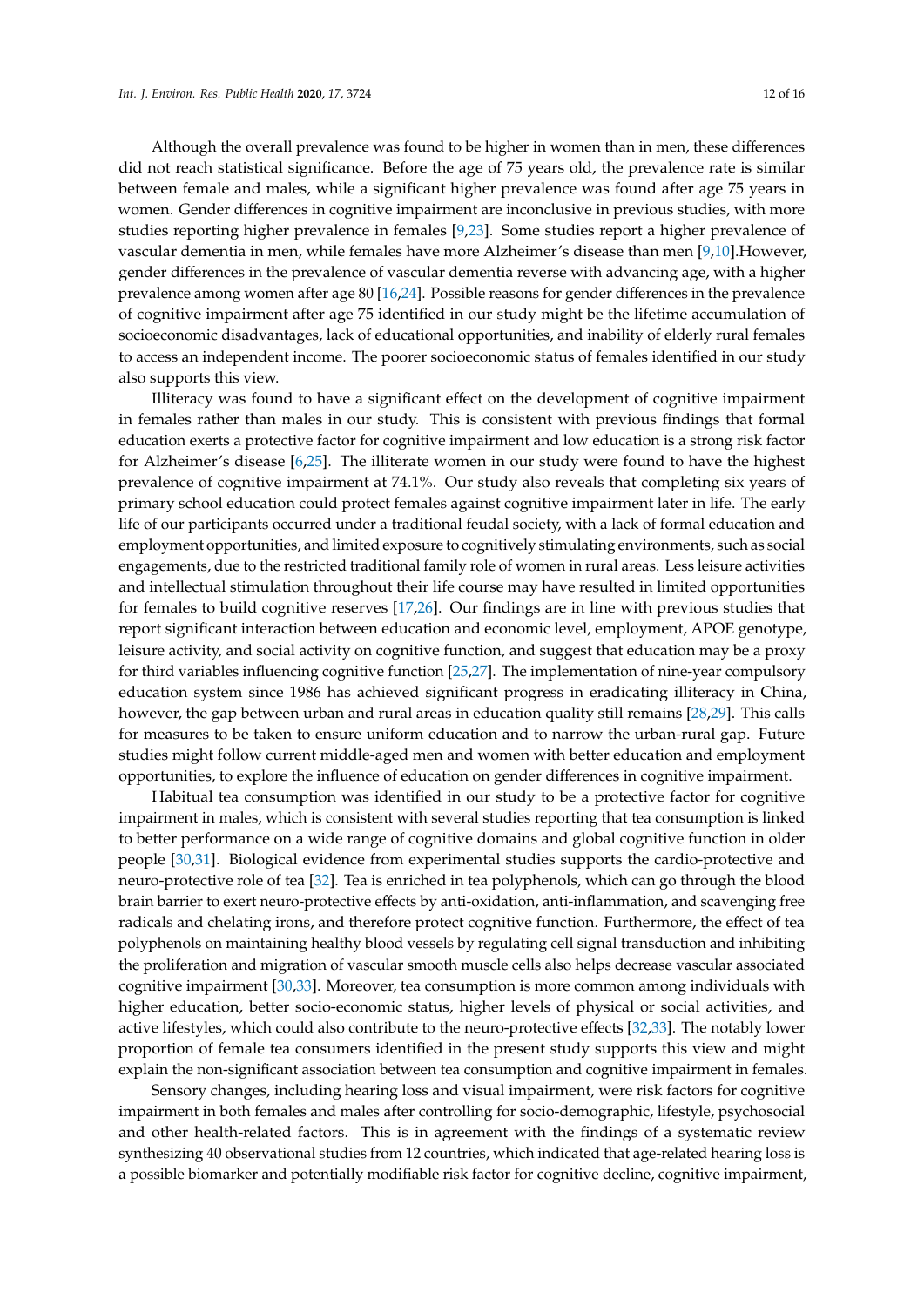Although the overall prevalence was found to be higher in women than in men, these differences did not reach statistical significance. Before the age of 75 years old, the prevalence rate is similar between female and males, while a significant higher prevalence was found after age 75 years in women. Gender differences in cognitive impairment are inconclusive in previous studies, with more studies reporting higher prevalence in females [9,23]. Some studies report a higher prevalence of vascular dementia in men, while females have more Alzheimer's disease than men [9,10].However, gender differences in the prevalence of vascular dementia reverse with advancing age, with a higher prevalence among women after age 80 [16,24]. Possible reasons for gender differences in the prevalence of cognitive impairment after age 75 identified in our study might be the lifetime accumulation of socioeconomic disadvantages, lack of educational opportunities, and inability of elderly rural females to access an independent income. The poorer socioeconomic status of females identified in our study also supports this view.

Illiteracy was found to have a significant effect on the development of cognitive impairment in females rather than males in our study. This is consistent with previous findings that formal education exerts a protective factor for cognitive impairment and low education is a strong risk factor for Alzheimer's disease [6,25]. The illiterate women in our study were found to have the highest prevalence of cognitive impairment at 74.1%. Our study also reveals that completing six years of primary school education could protect females against cognitive impairment later in life. The early life of our participants occurred under a traditional feudal society, with a lack of formal education and employment opportunities, and limited exposure to cognitively stimulating environments, such as social engagements, due to the restricted traditional family role of women in rural areas. Less leisure activities and intellectual stimulation throughout their life course may have resulted in limited opportunities for females to build cognitive reserves [17,26]. Our findings are in line with previous studies that report significant interaction between education and economic level, employment, APOE genotype, leisure activity, and social activity on cognitive function, and suggest that education may be a proxy for third variables influencing cognitive function [25,27]. The implementation of nine-year compulsory education system since 1986 has achieved significant progress in eradicating illiteracy in China, however, the gap between urban and rural areas in education quality still remains [28,29]. This calls for measures to be taken to ensure uniform education and to narrow the urban-rural gap. Future studies might follow current middle-aged men and women with better education and employment opportunities, to explore the influence of education on gender differences in cognitive impairment.

Habitual tea consumption was identified in our study to be a protective factor for cognitive impairment in males, which is consistent with several studies reporting that tea consumption is linked to better performance on a wide range of cognitive domains and global cognitive function in older people [30,31]. Biological evidence from experimental studies supports the cardio-protective and neuro-protective role of tea [32]. Tea is enriched in tea polyphenols, which can go through the blood brain barrier to exert neuro-protective effects by anti-oxidation, anti-inflammation, and scavenging free radicals and chelating irons, and therefore protect cognitive function. Furthermore, the effect of tea polyphenols on maintaining healthy blood vessels by regulating cell signal transduction and inhibiting the proliferation and migration of vascular smooth muscle cells also helps decrease vascular associated cognitive impairment [30,33]. Moreover, tea consumption is more common among individuals with higher education, better socio-economic status, higher levels of physical or social activities, and active lifestyles, which could also contribute to the neuro-protective effects [32,33]. The notably lower proportion of female tea consumers identified in the present study supports this view and might explain the non-significant association between tea consumption and cognitive impairment in females.

Sensory changes, including hearing loss and visual impairment, were risk factors for cognitive impairment in both females and males after controlling for socio-demographic, lifestyle, psychosocial and other health-related factors. This is in agreement with the findings of a systematic review synthesizing 40 observational studies from 12 countries, which indicated that age-related hearing loss is a possible biomarker and potentially modifiable risk factor for cognitive decline, cognitive impairment,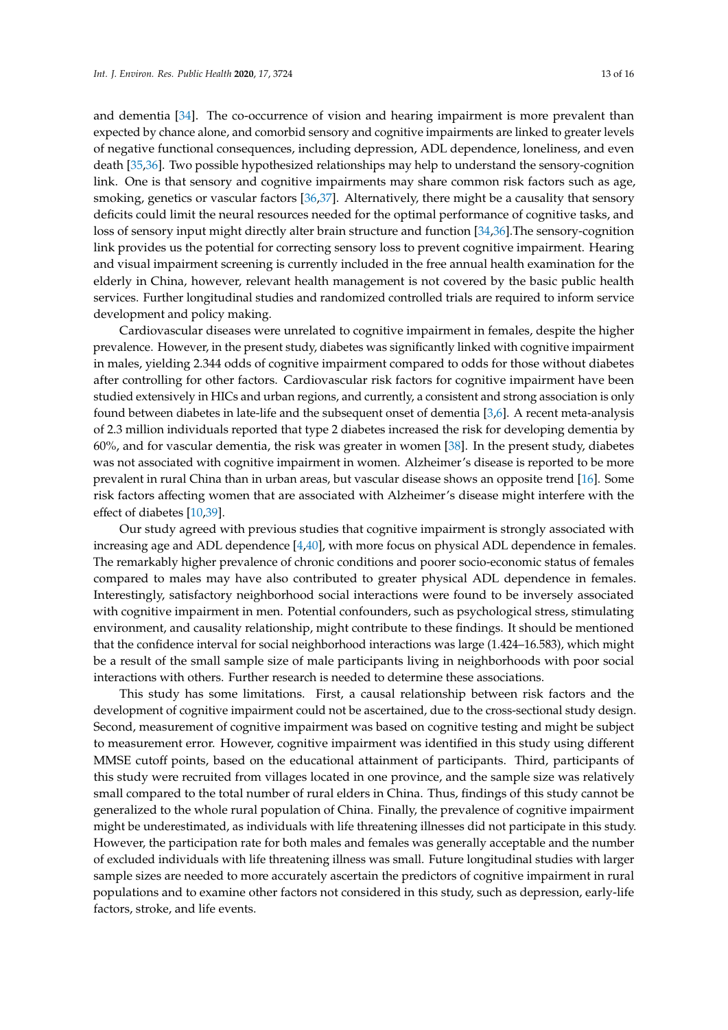and dementia [34]. The co-occurrence of vision and hearing impairment is more prevalent than expected by chance alone, and comorbid sensory and cognitive impairments are linked to greater levels of negative functional consequences, including depression, ADL dependence, loneliness, and even death [35,36]. Two possible hypothesized relationships may help to understand the sensory-cognition link. One is that sensory and cognitive impairments may share common risk factors such as age, smoking, genetics or vascular factors [36,37]. Alternatively, there might be a causality that sensory deficits could limit the neural resources needed for the optimal performance of cognitive tasks, and loss of sensory input might directly alter brain structure and function [34,36].The sensory-cognition link provides us the potential for correcting sensory loss to prevent cognitive impairment. Hearing and visual impairment screening is currently included in the free annual health examination for the elderly in China, however, relevant health management is not covered by the basic public health services. Further longitudinal studies and randomized controlled trials are required to inform service development and policy making.

Cardiovascular diseases were unrelated to cognitive impairment in females, despite the higher prevalence. However, in the present study, diabetes was significantly linked with cognitive impairment in males, yielding 2.344 odds of cognitive impairment compared to odds for those without diabetes after controlling for other factors. Cardiovascular risk factors for cognitive impairment have been studied extensively in HICs and urban regions, and currently, a consistent and strong association is only found between diabetes in late-life and the subsequent onset of dementia [3,6]. A recent meta-analysis of 2.3 million individuals reported that type 2 diabetes increased the risk for developing dementia by 60%, and for vascular dementia, the risk was greater in women [38]. In the present study, diabetes was not associated with cognitive impairment in women. Alzheimer's disease is reported to be more prevalent in rural China than in urban areas, but vascular disease shows an opposite trend [16]. Some risk factors affecting women that are associated with Alzheimer's disease might interfere with the effect of diabetes [10,39].

Our study agreed with previous studies that cognitive impairment is strongly associated with increasing age and ADL dependence [4,40], with more focus on physical ADL dependence in females. The remarkably higher prevalence of chronic conditions and poorer socio-economic status of females compared to males may have also contributed to greater physical ADL dependence in females. Interestingly, satisfactory neighborhood social interactions were found to be inversely associated with cognitive impairment in men. Potential confounders, such as psychological stress, stimulating environment, and causality relationship, might contribute to these findings. It should be mentioned that the confidence interval for social neighborhood interactions was large (1.424–16.583), which might be a result of the small sample size of male participants living in neighborhoods with poor social interactions with others. Further research is needed to determine these associations.

This study has some limitations. First, a causal relationship between risk factors and the development of cognitive impairment could not be ascertained, due to the cross-sectional study design. Second, measurement of cognitive impairment was based on cognitive testing and might be subject to measurement error. However, cognitive impairment was identified in this study using different MMSE cutoff points, based on the educational attainment of participants. Third, participants of this study were recruited from villages located in one province, and the sample size was relatively small compared to the total number of rural elders in China. Thus, findings of this study cannot be generalized to the whole rural population of China. Finally, the prevalence of cognitive impairment might be underestimated, as individuals with life threatening illnesses did not participate in this study. However, the participation rate for both males and females was generally acceptable and the number of excluded individuals with life threatening illness was small. Future longitudinal studies with larger sample sizes are needed to more accurately ascertain the predictors of cognitive impairment in rural populations and to examine other factors not considered in this study, such as depression, early-life factors, stroke, and life events.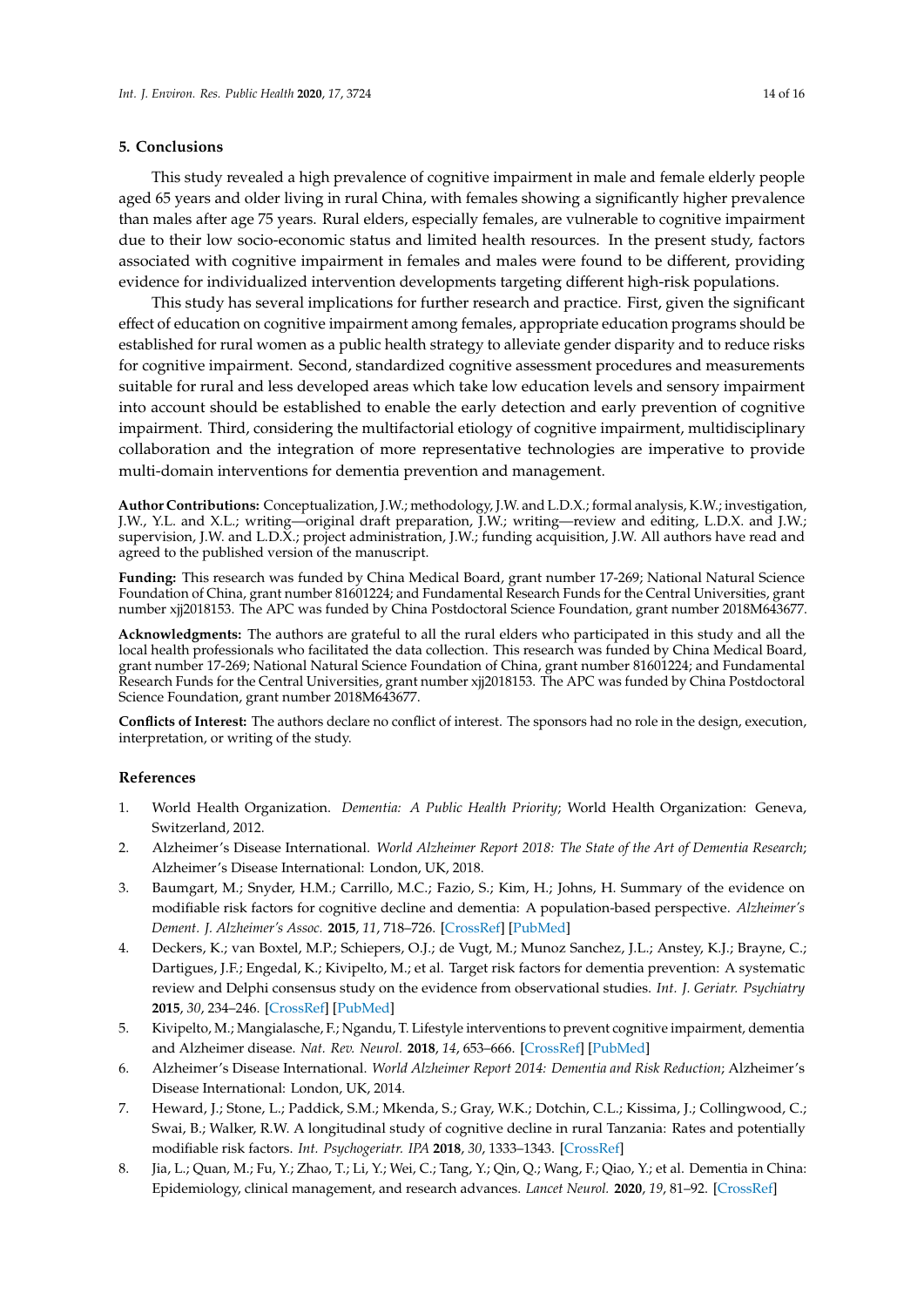## 5. Conclusions

This study revealed a high prevalence of cognitive impairment in male and female elderly people aged 65 years and older living in rural China, with females showing a significantly higher prevalence than males after age 75 years. Rural elders, especially females, are vulnerable to cognitive impairment due to their low socio-economic status and limited health resources. In the present study, factors associated with cognitive impairment in females and males were found to be different, providing evidence for individualized intervention developments targeting different high-risk populations.

This study has several implications for further research and practice. First, given the significant effect of education on cognitive impairment among females, appropriate education programs should be established for rural women as a public health strategy to alleviate gender disparity and to reduce risks for cognitive impairment. Second, standardized cognitive assessment procedures and measurements suitable for rural and less developed areas which take low education levels and sensory impairment into account should be established to enable the early detection and early prevention of cognitive impairment. Third, considering the multifactorial etiology of cognitive impairment, multidisciplinary collaboration and the integration of more representative technologies are imperative to provide multi-domain interventions for dementia prevention and management.

**Author Contributions:** Conceptualization, J.W.; methodology, J.W. and L.D.X.; formal analysis, K.W.; investigation, J.W., Y.L. and X.L.; writing—original draft preparation, J.W.; writing—review and editing, L.D.X. and J.W.; supervision, J.W. and L.D.X.; project administration, J.W.; funding acquisition, J.W. All authors have read and agreed to the published version of the manuscript.

**Funding:** This research was funded by China Medical Board, grant number 17-269; National Natural Science Foundation of China, grant number 81601224; and Fundamental Research Funds for the Central Universities, grant number xjj2018153. The APC was funded by China Postdoctoral Science Foundation, grant number 2018M643677.

**Acknowledgments:** The authors are grateful to all the rural elders who participated in this study and all the local health professionals who facilitated the data collection. This research was funded by China Medical Board, grant number 17-269; National Natural Science Foundation of China, grant number 81601224; and Fundamental Research Funds for the Central Universities, grant number xjj2018153. The APC was funded by China Postdoctoral Science Foundation, grant number 2018M643677.

**Conflicts of Interest:** The authors declare no conflict of interest. The sponsors had no role in the design, execution, interpretation, or writing of the study.

## References

1. World Health Organization. *Dementia: A Public Health Priority*; World Health Organization: Geneva, Switzerland, 2012.
2. Alzheimer's Disease International. *World Alzheimer Report 2018: The State of the Art of Dementia Research*; Alzheimer's Disease International: London, UK, 2018.
3. Baumgart, M.; Snyder, H.M.; Carrillo, M.C.; Fazio, S.; Kim, H.; Johns, H. Summary of the evidence on modifiable risk factors for cognitive decline and dementia: A population-based perspective. *Alzheimer's Dement. J. Alzheimer's Assoc.* **2015**, *11*, 718–726. [CrossRef] [PubMed]
4. Deckers, K.; van Boxtel, M.P.; Schiepers, O.J.; de Vugt, M.; Munoz Sanchez, J.L.; Anstey, K.J.; Brayne, C.; Dartigues, J.F.; Engedal, K.; Kivipelto, M.; et al. Target risk factors for dementia prevention: A systematic review and Delphi consensus study on the evidence from observational studies. *Int. J. Geriatr. Psychiatry* **2015**, *30*, 234–246. [CrossRef] [PubMed]
5. Kivipelto, M.; Mangialasche, F.; Ngandu, T. Lifestyle interventions to prevent cognitive impairment, dementia and Alzheimer disease. *Nat. Rev. Neurol.* **2018**, *14*, 653–666. [CrossRef] [PubMed]
6. Alzheimer's Disease International. *World Alzheimer Report 2014: Dementia and Risk Reduction*; Alzheimer's Disease International: London, UK, 2014.
7. Heward, J.; Stone, L.; Paddick, S.M.; Mkenda, S.; Gray, W.K.; Dotchin, C.L.; Kissima, J.; Collingwood, C.; Swai, B.; Walker, R.W. A longitudinal study of cognitive decline in rural Tanzania: Rates and potentially modifiable risk factors. *Int. Psychogeriatr. IPA* **2018**, *30*, 1333–1343. [CrossRef]
8. Jia, L.; Quan, M.; Fu, Y.; Zhao, T.; Li, Y.; Wei, C.; Tang, Y.; Qin, Q.; Wang, F.; Qiao, Y.; et al. Dementia in China: Epidemiology, clinical management, and research advances. *Lancet Neurol.* **2020**, *19*, 81–92. [CrossRef]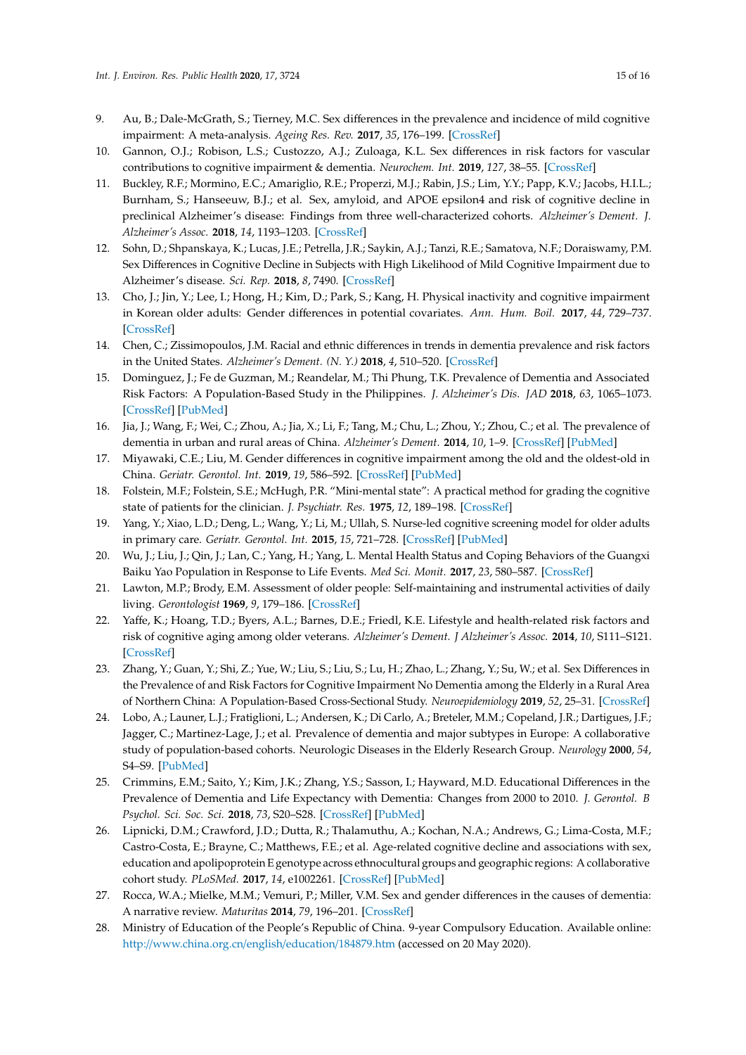9. Au, B.; Dale-McGrath, S.; Tierney, M.C. Sex differences in the prevalence and incidence of mild cognitive impairment: A meta-analysis. *Ageing Res. Rev.* **2017**, *35*, 176–199. [CrossRef]
10. Gannon, O.J.; Robison, L.S.; Custozzo, A.J.; Zuloaga, K.L. Sex differences in risk factors for vascular contributions to cognitive impairment & dementia. *Neurochem. Int.* **2019**, *127*, 38–55. [CrossRef]
11. Buckley, R.F.; Mormino, E.C.; Amariglio, R.E.; Properzi, M.J.; Rabin, J.S.; Lim, Y.Y.; Papp, K.V.; Jacobs, H.I.L.; Burnham, S.; Hanseeuw, B.J.; et al. Sex, amyloid, and APOE epsilon4 and risk of cognitive decline in preclinical Alzheimer's disease: Findings from three well-characterized cohorts. *Alzheimer's Dement. J. Alzheimer's Assoc.* **2018**, *14*, 1193–1203. [CrossRef]
12. Sohn, D.; Shpanskaya, K.; Lucas, J.E.; Petrella, J.R.; Saykin, A.J.; Tanzi, R.E.; Samatova, N.F.; Doraiswamy, P.M. Sex Differences in Cognitive Decline in Subjects with High Likelihood of Mild Cognitive Impairment due to Alzheimer's disease. *Sci. Rep.* **2018**, *8*, 7490. [CrossRef]
13. Cho, J.; Jin, Y.; Lee, I.; Hong, H.; Kim, D.; Park, S.; Kang, H. Physical inactivity and cognitive impairment in Korean older adults: Gender differences in potential covariates. *Ann. Hum. Boil.* **2017**, *44*, 729–737. [CrossRef]
14. Chen, C.; Zissimopoulos, J.M. Racial and ethnic differences in trends in dementia prevalence and risk factors in the United States. *Alzheimer's Dement. (N. Y.)* **2018**, *4*, 510–520. [CrossRef]
15. Dominguez, J.; Fe de Guzman, M.; Reandelar, M.; Thi Phung, T.K. Prevalence of Dementia and Associated Risk Factors: A Population-Based Study in the Philippines. *J. Alzheimer's Dis. JAD* **2018**, *63*, 1065–1073. [CrossRef] [PubMed]
16. Jia, J.; Wang, F.; Wei, C.; Zhou, A.; Jia, X.; Li, F.; Tang, M.; Chu, L.; Zhou, Y.; Zhou, C.; et al. The prevalence of dementia in urban and rural areas of China. *Alzheimer's Dement.* **2014**, *10*, 1–9. [CrossRef] [PubMed]
17. Miyawaki, C.E.; Liu, M. Gender differences in cognitive impairment among the old and the oldest-old in China. *Geriatr. Gerontol. Int.* **2019**, *19*, 586–592. [CrossRef] [PubMed]
18. Folstein, M.F.; Folstein, S.E.; McHugh, P.R. "Mini-mental state": A practical method for grading the cognitive state of patients for the clinician. *J. Psychiatr. Res.* **1975**, *12*, 189–198. [CrossRef]
19. Yang, Y.; Xiao, L.D.; Deng, L.; Wang, Y.; Li, M.; Ullah, S. Nurse-led cognitive screening model for older adults in primary care. *Geriatr. Gerontol. Int.* **2015**, *15*, 721–728. [CrossRef] [PubMed]
20. Wu, J.; Liu, J.; Qin, J.; Lan, C.; Yang, H.; Yang, L. Mental Health Status and Coping Behaviors of the Guangxi Baiku Yao Population in Response to Life Events. *Med Sci. Monit.* **2017**, *23*, 580–587. [CrossRef]
21. Lawton, M.P.; Brody, E.M. Assessment of older people: Self-maintaining and instrumental activities of daily living. *Gerontologist* **1969**, *9*, 179–186. [CrossRef]
22. Yaffe, K.; Hoang, T.D.; Byers, A.L.; Barnes, D.E.; Friedl, K.E. Lifestyle and health-related risk factors and risk of cognitive aging among older veterans. *Alzheimer's Dement. J Alzheimer's Assoc.* **2014**, *10*, S111–S121. [CrossRef]
23. Zhang, Y.; Guan, Y.; Shi, Z.; Yue, W.; Liu, S.; Liu, S.; Lu, H.; Zhao, L.; Zhang, Y.; Su, W.; et al. Sex Differences in the Prevalence of and Risk Factors for Cognitive Impairment No Dementia among the Elderly in a Rural Area of Northern China: A Population-Based Cross-Sectional Study. *Neuroepidemiology* **2019**, *52*, 25–31. [CrossRef]
24. Lobo, A.; Launer, L.J.; Fratiglioni, L.; Andersen, K.; Di Carlo, A.; Breteler, M.M.; Copeland, J.R.; Dartigues, J.F.; Jagger, C.; Martinez-Lage, J.; et al. Prevalence of dementia and major subtypes in Europe: A collaborative study of population-based cohorts. Neurologic Diseases in the Elderly Research Group. *Neurology* **2000**, *54*, S4–S9. [PubMed]
25. Crimmins, E.M.; Saito, Y.; Kim, J.K.; Zhang, Y.S.; Sasson, I.; Hayward, M.D. Educational Differences in the Prevalence of Dementia and Life Expectancy with Dementia: Changes from 2000 to 2010. *J. Gerontol. B Psychol. Sci. Soc. Sci.* **2018**, *73*, S20–S28. [CrossRef] [PubMed]
26. Lipnicki, D.M.; Crawford, J.D.; Dutta, R.; Thalamuthu, A.; Kochan, N.A.; Andrews, G.; Lima-Costa, M.F.; Castro-Costa, E.; Brayne, C.; Matthews, F.E.; et al. Age-related cognitive decline and associations with sex, education and apolipoprotein E genotype across ethnocultural groups and geographic regions: A collaborative cohort study. *PLoSMed.* **2017**, *14*, e1002261. [CrossRef] [PubMed]
27. Rocca, W.A.; Mielke, M.M.; Vemuri, P.; Miller, V.M. Sex and gender differences in the causes of dementia: A narrative review. *Maturitas* **2014**, *79*, 196–201. [CrossRef]
28. Ministry of Education of the People's Republic of China. 9-year Compulsory Education. Available online: http://www.china.org.cn/english/education/184879.htm (accessed on 20 May 2020).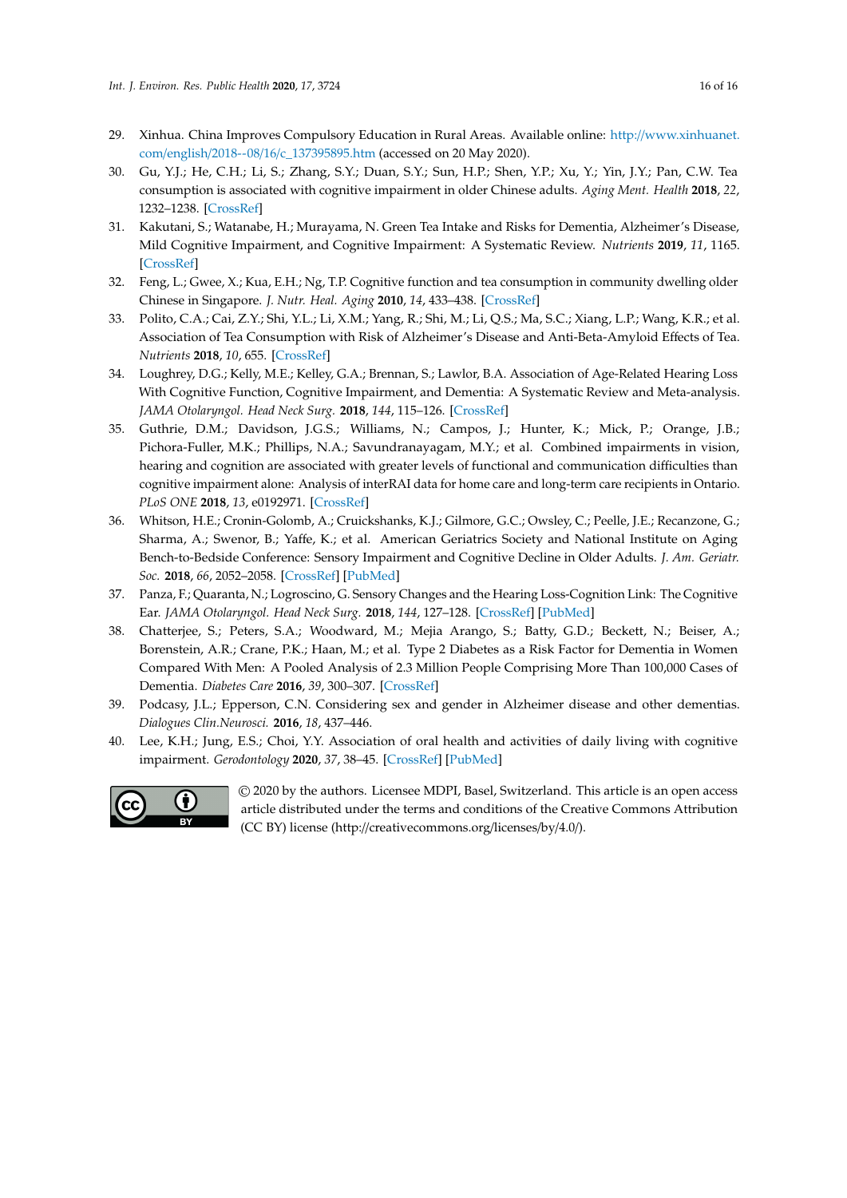29. Xinhua. China Improves Compulsory Education in Rural Areas. Available online: http://www.xinhuanet.com/english/2018--08/16/c_137395895.htm (accessed on 20 May 2020).
30. Gu, Y.J.; He, C.H.; Li, S.; Zhang, S.Y.; Duan, S.Y.; Sun, H.P.; Shen, Y.P.; Xu, Y.; Yin, J.Y.; Pan, C.W. Tea consumption is associated with cognitive impairment in older Chinese adults. *Aging Ment. Health* **2018**, *22*, 1232–1238. [CrossRef]
31. Kakutani, S.; Watanabe, H.; Murayama, N. Green Tea Intake and Risks for Dementia, Alzheimer's Disease, Mild Cognitive Impairment, and Cognitive Impairment: A Systematic Review. *Nutrients* **2019**, *11*, 1165. [CrossRef]
32. Feng, L.; Gwee, X.; Kua, E.H.; Ng, T.P. Cognitive function and tea consumption in community dwelling older Chinese in Singapore. *J. Nutr. Heal. Aging* **2010**, *14*, 433–438. [CrossRef]
33. Polito, C.A.; Cai, Z.Y.; Shi, Y.L.; Li, X.M.; Yang, R.; Shi, M.; Li, Q.S.; Ma, S.C.; Xiang, L.P.; Wang, K.R.; et al. Association of Tea Consumption with Risk of Alzheimer's Disease and Anti-Beta-Amyloid Effects of Tea. *Nutrients* **2018**, *10*, 655. [CrossRef]
34. Loughrey, D.G.; Kelly, M.E.; Kelley, G.A.; Brennan, S.; Lawlor, B.A. Association of Age-Related Hearing Loss With Cognitive Function, Cognitive Impairment, and Dementia: A Systematic Review and Meta-analysis. *JAMA Otolaryngol. Head Neck Surg.* **2018**, *144*, 115–126. [CrossRef]
35. Guthrie, D.M.; Davidson, J.G.S.; Williams, N.; Campos, J.; Hunter, K.; Mick, P.; Orange, J.B.; Pichora-Fuller, M.K.; Phillips, N.A.; Savundranayagam, M.Y.; et al. Combined impairments in vision, hearing and cognition are associated with greater levels of functional and communication difficulties than cognitive impairment alone: Analysis of interRAI data for home care and long-term care recipients in Ontario. *PLoS ONE* **2018**, *13*, e0192971. [CrossRef]
36. Whitson, H.E.; Cronin-Golomb, A.; Cruickshanks, K.J.; Gilmore, G.C.; Owsley, C.; Peelle, J.E.; Recanzone, G.; Sharma, A.; Swenor, B.; Yaffe, K.; et al. American Geriatrics Society and National Institute on Aging Bench-to-Bedside Conference: Sensory Impairment and Cognitive Decline in Older Adults. *J. Am. Geriatr. Soc.* **2018**, *66*, 2052–2058. [CrossRef] [PubMed]
37. Panza, F.; Quaranta, N.; Logroscino, G. Sensory Changes and the Hearing Loss-Cognition Link: The Cognitive Ear. *JAMA Otolaryngol. Head Neck Surg.* **2018**, *144*, 127–128. [CrossRef] [PubMed]
38. Chatterjee, S.; Peters, S.A.; Woodward, M.; Mejia Arango, S.; Batty, G.D.; Beckett, N.; Beiser, A.; Borenstein, A.R.; Crane, P.K.; Haan, M.; et al. Type 2 Diabetes as a Risk Factor for Dementia in Women Compared With Men: A Pooled Analysis of 2.3 Million People Comprising More Than 100,000 Cases of Dementia. *Diabetes Care* **2016**, *39*, 300–307. [CrossRef]
39. Podcasy, J.L.; Epperson, C.N. Considering sex and gender in Alzheimer disease and other dementias. *Dialogues Clin.Neurosci.* **2016**, *18*, 437–446.
40. Lee, K.H.; Jung, E.S.; Choi, Y.Y. Association of oral health and activities of daily living with cognitive impairment. *Gerodontology* **2020**, *37*, 38–45. [CrossRef] [PubMed]

© 2020 by the authors. Licensee MDPI, Basel, Switzerland. This article is an open access article distributed under the terms and conditions of the Creative Commons Attribution (CC BY) license (http://creativecommons.org/licenses/by/4.0/).